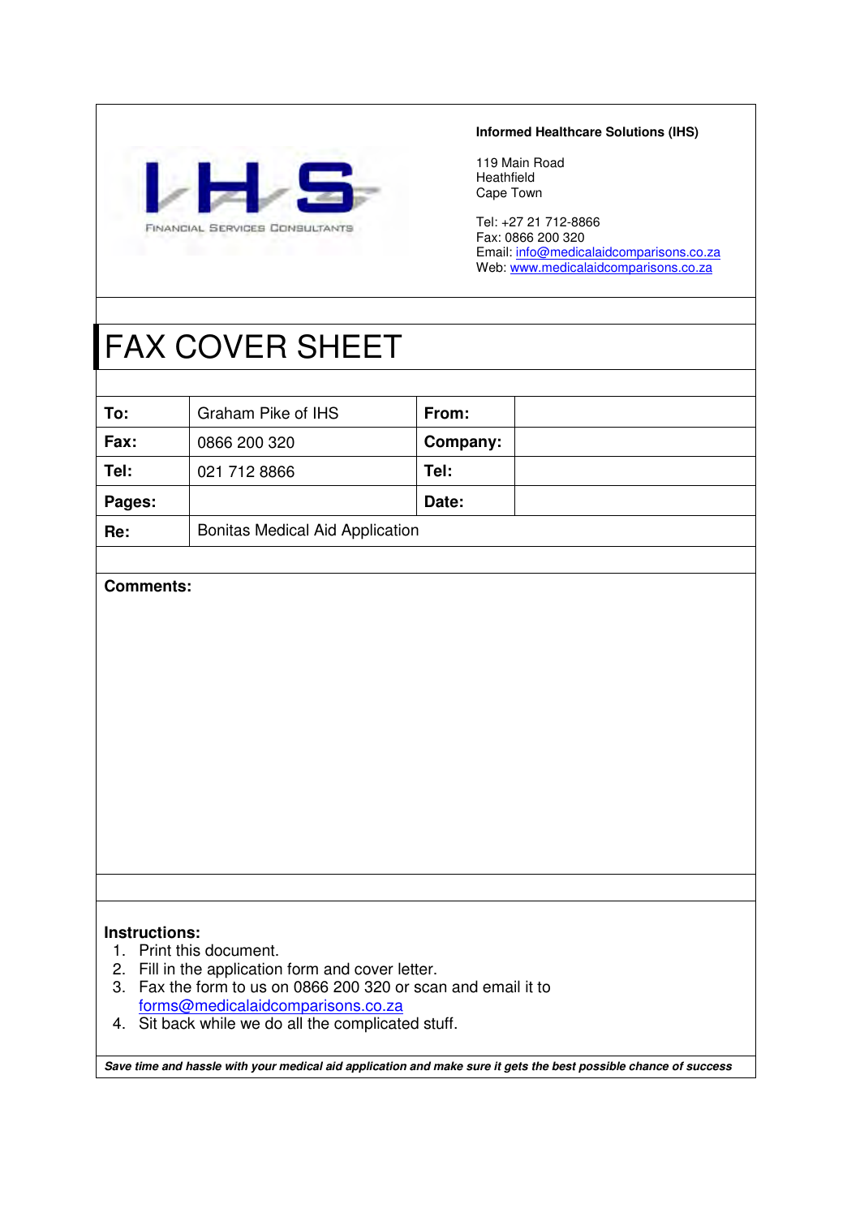IHS
FINANCIAL SERVICES CONSULTANTS

**Informed Healthcare Solutions (IHS)**

119 Main Road
Heathfield
Cape Town

Tel: +27 21 712-8866
Fax: 0866 200 320
Email: info@medicalaidcomparisons.co.za
Web: www.medicalaidcomparisons.co.za

# FAX COVER SHEET

| **To:** | Graham Pike of IHS | **From:** | |
|---|---|---|---|
| **Fax:** | 0866 200 320 | **Company:** | |
| **Tel:** | 021 712 8866 | **Tel:** | |
| **Pages:** | | **Date:** | |
| **Re:** | Bonitas Medical Aid Application | | |

**Comments:**

**Instructions:**

1. Print this document.
2. Fill in the application form and cover letter.
3. Fax the form to us on 0866 200 320 or scan and email it to forms@medicalaidcomparisons.co.za
4. Sit back while we do all the complicated stuff.

***Save time and hassle with your medical aid application and make sure it gets the best possible chance of success***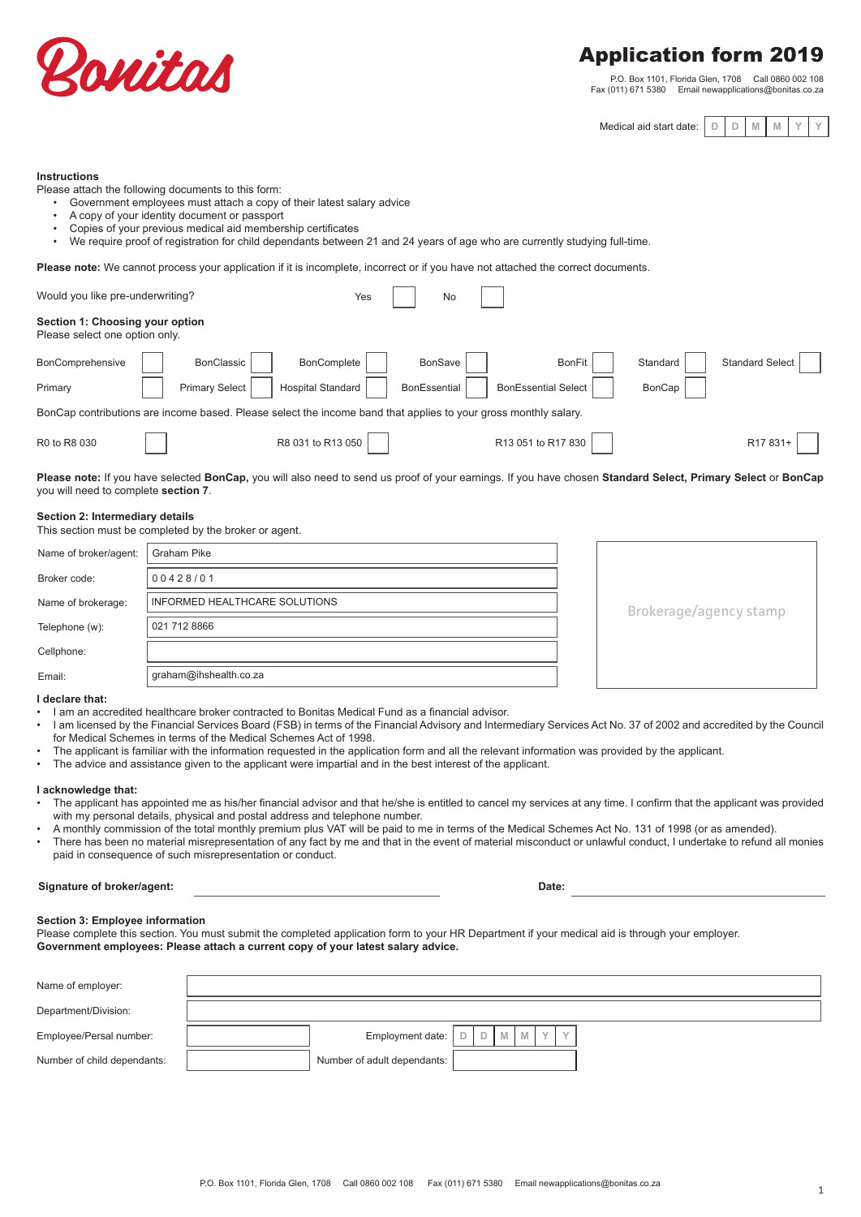Bonitas

# Application form 2019

P.O. Box 1101, Florida Glen, 1708 Call 0860 002 108
Fax (011) 671 5380 Email newapplications@bonitas.co.za

Medical aid start date: D D M M Y Y

**Instructions**

Please attach the following documents to this form:

- Government employees must attach a copy of their latest salary advice
- A copy of your identity document or passport
- Copies of your previous medical aid membership certificates
- We require proof of registration for child dependants between 21 and 24 years of age who are currently studying full-time.

**Please note:** We cannot process your application if it is incomplete, incorrect or if you have not attached the correct documents.

Would you like pre-underwriting? Yes ☐ No ☐

**Section 1: Choosing your option**

Please select one option only.

| | | | | | | |
|---|---|---|---|---|---|---|
| BonComprehensive ☐ | BonClassic ☐ | BonComplete ☐ | BonSave ☐ | BonFit ☐ | Standard ☐ | Standard Select ☐ |
| Primary ☐ | Primary Select ☐ | Hospital Standard ☐ | BonEssential ☐ | BonEssential Select ☐ | BonCap ☐ | |

BonCap contributions are income based. Please select the income band that applies to your gross monthly salary.

| | | | |
|---|---|---|---|
| R0 to R8 030 ☐ | R8 031 to R13 050 ☐ | R13 051 to R17 830 ☐ | R17 831+ ☐ |

**Please note:** If you have selected **BonCap,** you will also need to send us proof of your earnings. If you have chosen **Standard Select, Primary Select** or **BonCap** you will need to complete **section 7**.

**Section 2: Intermediary details**

This section must be completed by the broker or agent.

| | |
|---|---|
| Name of broker/agent: | Graham Pike |
| Broker code: | 0 0 4 2 8 / 0 1 |
| Name of brokerage: | INFORMED HEALTHCARE SOLUTIONS |
| Telephone (w): | 021 712 8866 |
| Cellphone: | |
| Email: | graham@ihshealth.co.za |

Brokerage/agency stamp

**I declare that:**

- I am an accredited healthcare broker contracted to Bonitas Medical Fund as a financial advisor.
- I am licensed by the Financial Services Board (FSB) in terms of the Financial Advisory and Intermediary Services Act No. 37 of 2002 and accredited by the Council for Medical Schemes in terms of the Medical Schemes Act of 1998.
- The applicant is familiar with the information requested in the application form and all the relevant information was provided by the applicant.
- The advice and assistance given to the applicant were impartial and in the best interest of the applicant.

**I acknowledge that:**

- The applicant has appointed me as his/her financial advisor and that he/she is entitled to cancel my services at any time. I confirm that the applicant was provided with my personal details, physical and postal address and telephone number.
- A monthly commission of the total monthly premium plus VAT will be paid to me in terms of the Medical Schemes Act No. 131 of 1998 (or as amended).
- There has been no material misrepresentation of any fact by me and that in the event of material misconduct or unlawful conduct, I undertake to refund all monies paid in consequence of such misrepresentation or conduct.

**Signature of broker/agent:** ______________________ **Date:** ______________________

**Section 3: Employee information**

Please complete this section. You must submit the completed application form to your HR Department if your medical aid is through your employer.
**Government employees: Please attach a current copy of your latest salary advice.**

| | | | |
|---|---|---|---|
| Name of employer: | | | |
| Department/Division: | | | |
| Employee/Persal number: | | Employment date: | D D M M Y Y |
| Number of child dependants: | | Number of adult dependants: | |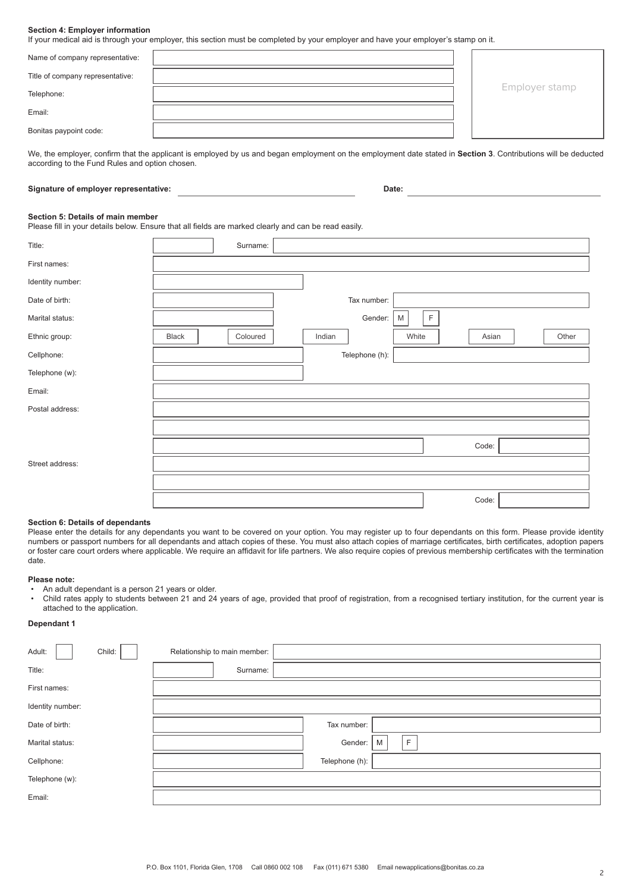**Section 4: Employer information**

If your medical aid is through your employer, this section must be completed by your employer and have your employer's stamp on it.

| | | |
|---|---|---|
| Name of company representative: | | Employer stamp |
| Title of company representative: | | |
| Telephone: | | |
| Email: | | |
| Bonitas paypoint code: | | |

We, the employer, confirm that the applicant is employed by us and began employment on the employment date stated in **Section 3**. Contributions will be deducted according to the Fund Rules and option chosen.

**Signature of employer representative:** ______________________ **Date:** ______________________

**Section 5: Details of main member**

Please fill in your details below. Ensure that all fields are marked clearly and can be read easily.

| | | | | | | |
|---|---|---|---|---|---|---|
| Title: | | Surname: | | | | |
| First names: | | | | | | |
| Identity number: | | | | | | |
| Date of birth: | | | Tax number: | | | |
| Marital status: | | | Gender: | M | F | |
| Ethnic group: | Black | Coloured | Indian | White | Asian | Other |
| Cellphone: | | | Telephone (h): | | | |
| Telephone (w): | | | | | | |
| Email: | | | | | | |
| Postal address: | | | | | | |
| | | | | | | |
| | | | | | Code: | |
| Street address: | | | | | | |
| | | | | | | |
| | | | | | Code: | |

**Section 6: Details of dependants**

Please enter the details for any dependants you want to be covered on your option. You may register up to four dependants on this form. Please provide identity numbers or passport numbers for all dependants and attach copies of these. You must also attach copies of marriage certificates, birth certificates, adoption papers or foster care court orders where applicable. We require an affidavit for life partners. We also require copies of previous membership certificates with the termination date.

**Please note:**

- An adult dependant is a person 21 years or older.
- Child rates apply to students between 21 and 24 years of age, provided that proof of registration, from a recognised tertiary institution, for the current year is attached to the application.

**Dependant 1**

| | | | | |
|---|---|---|---|---|
| Adult: ☐ Child: ☐ | Relationship to main member: | | | |
| Title: | Surname: | | | |
| First names: | | | | |
| Identity number: | | | | |
| Date of birth: | | Tax number: | | |
| Marital status: | | Gender: | M | F |
| Cellphone: | | Telephone (h): | | |
| Telephone (w): | | | | |
| Email: | | | | |

P.O. Box 1101, Florida Glen, 1708 Call 0860 002 108 Fax (011) 671 5380 Email newapplications@bonitas.co.za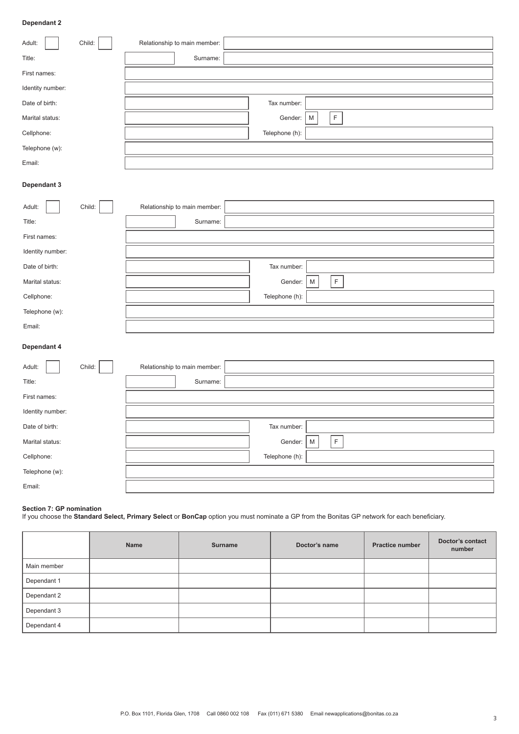**Dependant 2**

| | | | |
|---|---|---|---|
| Adult: | Child: | Relationship to main member: | |
| Title: | | Surname: | |
| First names: | | | |
| Identity number: | | | |
| Date of birth: | | Tax number: | |
| Marital status: | | Gender: | M F |
| Cellphone: | | Telephone (h): | |
| Telephone (w): | | | |
| Email: | | | |

**Dependant 3**

| | | | |
|---|---|---|---|
| Adult: | Child: | Relationship to main member: | |
| Title: | | Surname: | |
| First names: | | | |
| Identity number: | | | |
| Date of birth: | | Tax number: | |
| Marital status: | | Gender: | M F |
| Cellphone: | | Telephone (h): | |
| Telephone (w): | | | |
| Email: | | | |

**Dependant 4**

| | | | |
|---|---|---|---|
| Adult: | Child: | Relationship to main member: | |
| Title: | | Surname: | |
| First names: | | | |
| Identity number: | | | |
| Date of birth: | | Tax number: | |
| Marital status: | | Gender: | M F |
| Cellphone: | | Telephone (h): | |
| Telephone (w): | | | |
| Email: | | | |

**Section 7: GP nomination**

If you choose the **Standard Select, Primary Select** or **BonCap** option you must nominate a GP from the Bonitas GP network for each beneficiary.

| | Name | Surname | Doctor's name | Practice number | Doctor's contact number |
|---|---|---|---|---|---|
| Main member | | | | | |
| Dependant 1 | | | | | |
| Dependant 2 | | | | | |
| Dependant 3 | | | | | |
| Dependant 4 | | | | | |

P.O. Box 1101, Florida Glen, 1708 Call 0860 002 108 Fax (011) 671 5380 Email newapplications@bonitas.co.za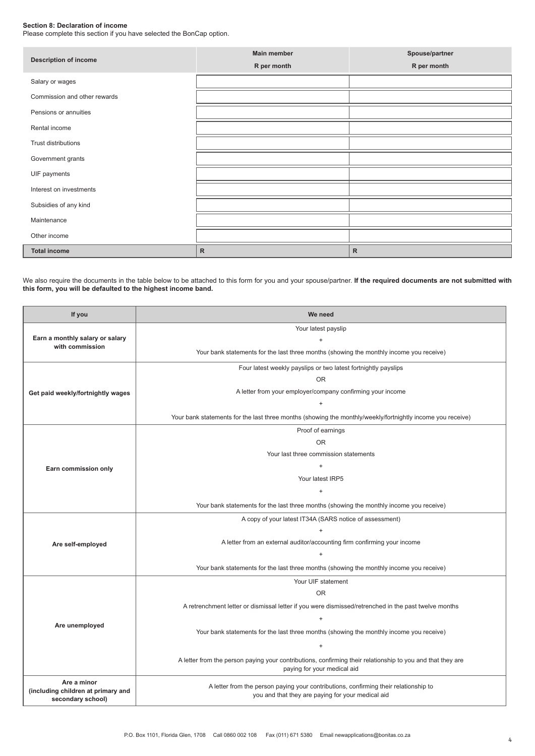### Section 8: Declaration of income

Please complete this section if you have selected the BonCap option.

| Description of income | Main member<br>R per month | Spouse/partner<br>R per month |
|---|---|---|
| Salary or wages | | |
| Commission and other rewards | | |
| Pensions or annuities | | |
| Rental income | | |
| Trust distributions | | |
| Government grants | | |
| UIF payments | | |
| Interest on investments | | |
| Subsidies of any kind | | |
| Maintenance | | |
| Other income | | |
| **Total income** | **R** | **R** |

We also require the documents in the table below to be attached to this form for you and your spouse/partner. **If the required documents are not submitted with this form, you will be defaulted to the highest income band.**

| If you | We need |
|---|---|
| **Earn a monthly salary or salary with commission** | Your latest payslip<br>+<br>Your bank statements for the last three months (showing the monthly income you receive) |
| **Get paid weekly/fortnightly wages** | Four latest weekly payslips or two latest fortnightly payslips<br>OR<br>A letter from your employer/company confirming your income<br>+<br>Your bank statements for the last three months (showing the monthly/weekly/fortnightly income you receive) |
| **Earn commission only** | Proof of earnings<br>OR<br>Your last three commission statements<br>+<br>Your latest IRP5<br>+<br>Your bank statements for the last three months (showing the monthly income you receive) |
| **Are self-employed** | A copy of your latest IT34A (SARS notice of assessment)<br>+<br>A letter from an external auditor/accounting firm confirming your income<br>+<br>Your bank statements for the last three months (showing the monthly income you receive) |
| **Are unemployed** | Your UIF statement<br>OR<br>A retrenchment letter or dismissal letter if you were dismissed/retrenched in the past twelve months<br>+<br>Your bank statements for the last three months (showing the monthly income you receive)<br>+<br>A letter from the person paying your contributions, confirming their relationship to you and that they are paying for your medical aid |
| **Are a minor (including children at primary and secondary school)** | A letter from the person paying your contributions, confirming their relationship to you and that they are paying for your medical aid |

P.O. Box 1101, Florida Glen, 1708 Call 0860 002 108 Fax (011) 671 5380 Email newapplications@bonitas.co.za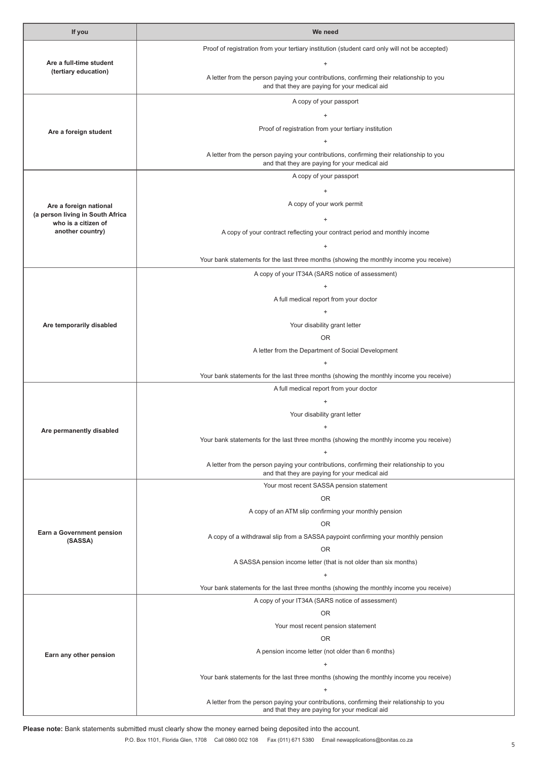| If you | We need |
|---|---|
| **Are a full-time student (tertiary education)** | Proof of registration from your tertiary institution (student card only will not be accepted)<br>+<br>A letter from the person paying your contributions, confirming their relationship to you and that they are paying for your medical aid |
| **Are a foreign student** | A copy of your passport<br>+<br>Proof of registration from your tertiary institution<br>+<br>A letter from the person paying your contributions, confirming their relationship to you and that they are paying for your medical aid |
| **Are a foreign national (a person living in South Africa who is a citizen of another country)** | A copy of your passport<br>+<br>A copy of your work permit<br>+<br>A copy of your contract reflecting your contract period and monthly income<br>+<br>Your bank statements for the last three months (showing the monthly income you receive) |
| **Are temporarily disabled** | A copy of your IT34A (SARS notice of assessment)<br>+<br>A full medical report from your doctor<br>+<br>Your disability grant letter<br>OR<br>A letter from the Department of Social Development<br>+<br>Your bank statements for the last three months (showing the monthly income you receive) |
| **Are permanently disabled** | A full medical report from your doctor<br>+<br>Your disability grant letter<br>+<br>Your bank statements for the last three months (showing the monthly income you receive)<br>+<br>A letter from the person paying your contributions, confirming their relationship to you and that they are paying for your medical aid |
| **Earn a Government pension (SASSA)** | Your most recent SASSA pension statement<br>OR<br>A copy of an ATM slip confirming your monthly pension<br>OR<br>A copy of a withdrawal slip from a SASSA paypoint confirming your monthly pension<br>OR<br>A SASSA pension income letter (that is not older than six months)<br>+<br>Your bank statements for the last three months (showing the monthly income you receive) |
| **Earn any other pension** | A copy of your IT34A (SARS notice of assessment)<br>OR<br>Your most recent pension statement<br>OR<br>A pension income letter (not older than 6 months)<br>+<br>Your bank statements for the last three months (showing the monthly income you receive)<br>+<br>A letter from the person paying your contributions, confirming their relationship to you and that they are paying for your medical aid |

**Please note:** Bank statements submitted must clearly show the money earned being deposited into the account.

P.O. Box 1101, Florida Glen, 1708 Call 0860 002 108 Fax (011) 671 5380 Email newapplications@bonitas.co.za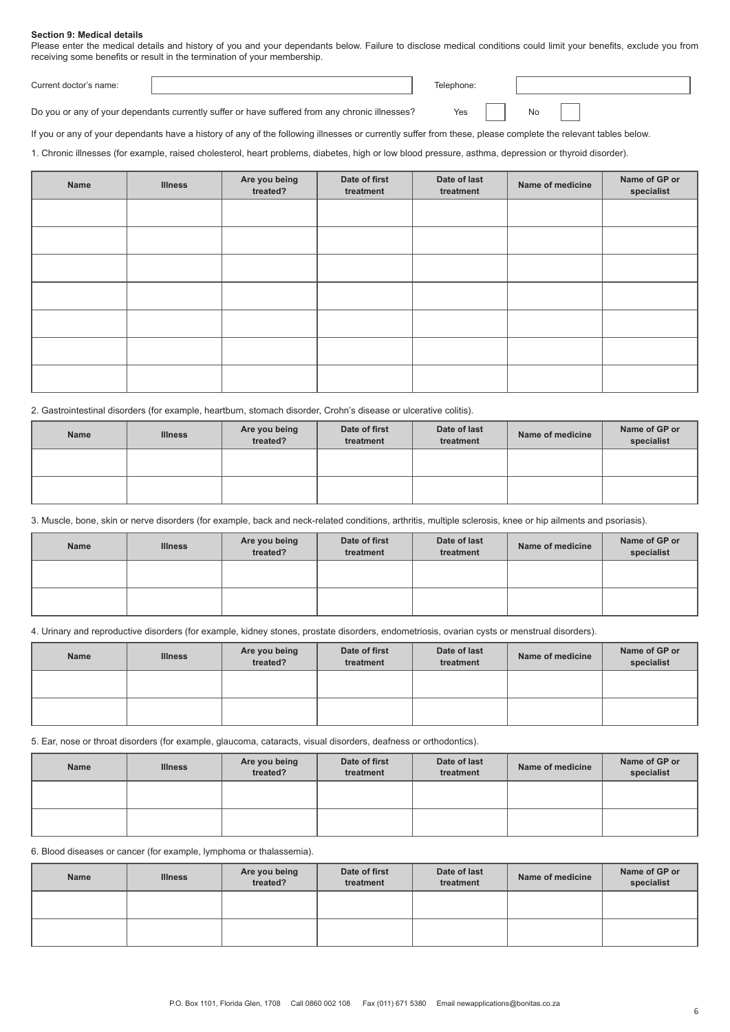**Section 9: Medical details**

Please enter the medical details and history of you and your dependants below. Failure to disclose medical conditions could limit your benefits, exclude you from receiving some benefits or result in the termination of your membership.

Current doctor's name: ____________________ Telephone: ____________________

Do you or any of your dependants currently suffer or have suffered from any chronic illnesses? Yes ☐ No ☐

If you or any of your dependants have a history of any of the following illnesses or currently suffer from these, please complete the relevant tables below.

1. Chronic illnesses (for example, raised cholesterol, heart problems, diabetes, high or low blood pressure, asthma, depression or thyroid disorder).

| Name | Illness | Are you being treated? | Date of first treatment | Date of last treatment | Name of medicine | Name of GP or specialist |
|---|---|---|---|---|---|---|
| | | | | | | |
| | | | | | | |
| | | | | | | |
| | | | | | | |
| | | | | | | |
| | | | | | | |
| | | | | | | |

2. Gastrointestinal disorders (for example, heartburn, stomach disorder, Crohn's disease or ulcerative colitis).

| Name | Illness | Are you being treated? | Date of first treatment | Date of last treatment | Name of medicine | Name of GP or specialist |
|---|---|---|---|---|---|---|
| | | | | | | |
| | | | | | | |

3. Muscle, bone, skin or nerve disorders (for example, back and neck-related conditions, arthritis, multiple sclerosis, knee or hip ailments and psoriasis).

| Name | Illness | Are you being treated? | Date of first treatment | Date of last treatment | Name of medicine | Name of GP or specialist |
|---|---|---|---|---|---|---|
| | | | | | | |
| | | | | | | |

4. Urinary and reproductive disorders (for example, kidney stones, prostate disorders, endometriosis, ovarian cysts or menstrual disorders).

| Name | Illness | Are you being treated? | Date of first treatment | Date of last treatment | Name of medicine | Name of GP or specialist |
|---|---|---|---|---|---|---|
| | | | | | | |
| | | | | | | |

5. Ear, nose or throat disorders (for example, glaucoma, cataracts, visual disorders, deafness or orthodontics).

| Name | Illness | Are you being treated? | Date of first treatment | Date of last treatment | Name of medicine | Name of GP or specialist |
|---|---|---|---|---|---|---|
| | | | | | | |
| | | | | | | |

6. Blood diseases or cancer (for example, lymphoma or thalassemia).

| Name | Illness | Are you being treated? | Date of first treatment | Date of last treatment | Name of medicine | Name of GP or specialist |
|---|---|---|---|---|---|---|
| | | | | | | |
| | | | | | | |

P.O. Box 1101, Florida Glen, 1708 Call 0860 002 108 Fax (011) 671 5380 Email newapplications@bonitas.co.za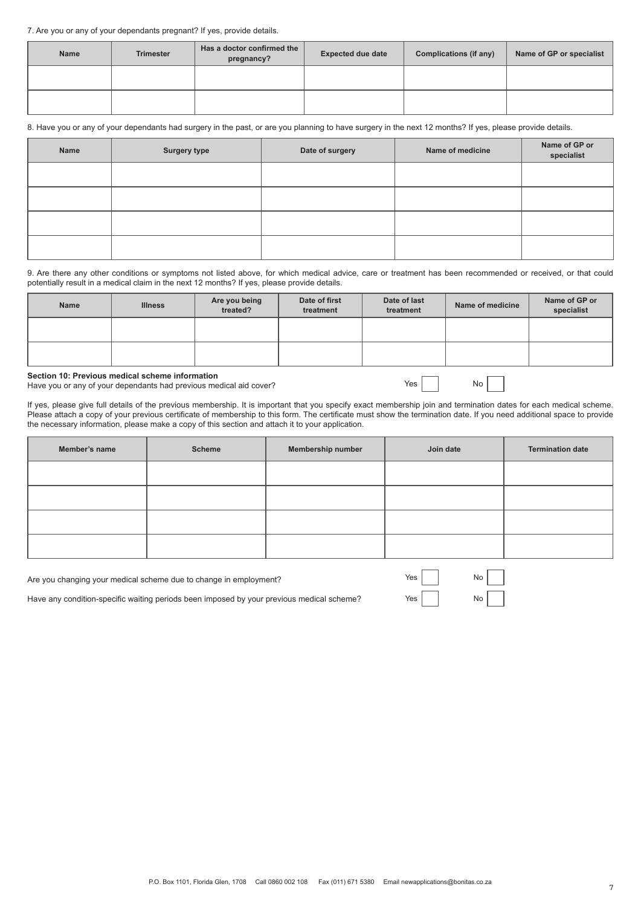7. Are you or any of your dependants pregnant? If yes, provide details.

| Name | Trimester | Has a doctor confirmed the pregnancy? | Expected due date | Complications (if any) | Name of GP or specialist |
|---|---|---|---|---|---|
| | | | | | |
| | | | | | |

8. Have you or any of your dependants had surgery in the past, or are you planning to have surgery in the next 12 months? If yes, please provide details.

| Name | Surgery type | Date of surgery | Name of medicine | Name of GP or specialist |
|---|---|---|---|---|
| | | | | |
| | | | | |
| | | | | |
| | | | | |

9. Are there any other conditions or symptoms not listed above, for which medical advice, care or treatment has been recommended or received, or that could potentially result in a medical claim in the next 12 months? If yes, please provide details.

| Name | Illness | Are you being treated? | Date of first treatment | Date of last treatment | Name of medicine | Name of GP or specialist |
|---|---|---|---|---|---|---|
| | | | | | | |
| | | | | | | |

**Section 10: Previous medical scheme information**

Have you or any of your dependants had previous medical aid cover? Yes ☐ No ☐

If yes, please give full details of the previous membership. It is important that you specify exact membership join and termination dates for each medical scheme. Please attach a copy of your previous certificate of membership to this form. The certificate must show the termination date. If you need additional space to provide the necessary information, please make a copy of this section and attach it to your application.

| Member's name | Scheme | Membership number | Join date | Termination date |
|---|---|---|---|---|
| | | | | |
| | | | | |
| | | | | |
| | | | | |

Are you changing your medical scheme due to change in employment? Yes ☐ No ☐

Have any condition-specific waiting periods been imposed by your previous medical scheme? Yes ☐ No ☐

P.O. Box 1101, Florida Glen, 1708 Call 0860 002 108 Fax (011) 671 5380 Email newapplications@bonitas.co.za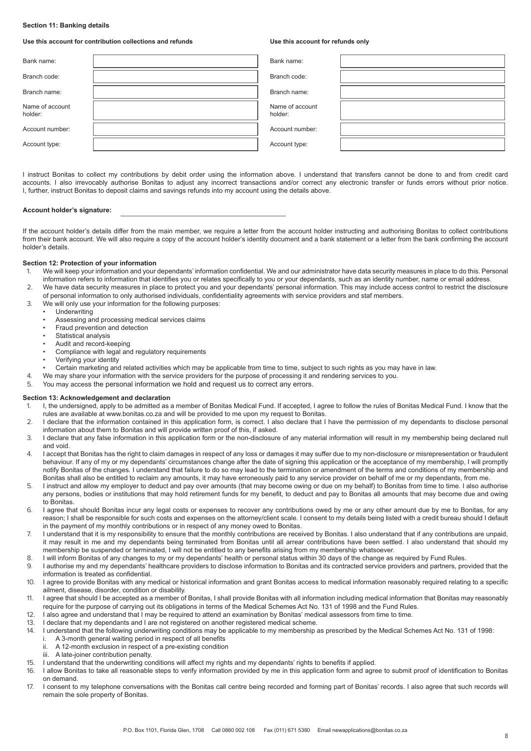**Section 11: Banking details**

| **Use this account for contribution collections and refunds** | | **Use this account for refunds only** | |
|---|---|---|---|
| Bank name: | | Bank name: | |
| Branch code: | | Branch code: | |
| Branch name: | | Branch name: | |
| Name of account holder: | | Name of account holder: | |
| Account number: | | Account number: | |
| Account type: | | Account type: | |

I instruct Bonitas to collect my contributions by debit order using the information above. I understand that transfers cannot be done to and from credit card accounts. I also irrevocably authorise Bonitas to adjust any incorrect transactions and/or correct any electronic transfer or funds errors without prior notice. I, further, instruct Bonitas to deposit claims and savings refunds into my account using the details above.

**Account holder's signature:** \_\_\_\_\_\_\_\_\_\_\_\_\_\_\_\_\_\_\_\_\_\_\_\_\_\_\_\_\_\_\_\_

If the account holder's details differ from the main member, we require a letter from the account holder instructing and authorising Bonitas to collect contributions from their bank account. We will also require a copy of the account holder's identity document and a bank statement or a letter from the bank confirming the account holder's details.

**Section 12: Protection of your information**

1. We will keep your information and your dependants' information confidential. We and our administrator have data security measures in place to do this. Personal information refers to information that identifies you or relates specifically to you or your dependants, such as an identity number, name or email address.
2. We have data security measures in place to protect you and your dependants' personal information. This may include access control to restrict the disclosure of personal information to only authorised individuals, confidentiality agreements with service providers and staf members.
3. We will only use your information for the following purposes:
   - Underwriting
   - Assessing and processing medical services claims
   - Fraud prevention and detection
   - Statistical analysis
   - Audit and record-keeping
   - Compliance with legal and regulatory requirements
   - Verifying your identity
   - Certain marketing and related activities which may be applicable from time to time, subject to such rights as you may have in law.
4. We may share your information with the service providers for the purpose of processing it and rendering services to you.
5. You may access the personal information we hold and request us to correct any errors.

**Section 13: Acknowledgement and declaration**

1. I, the undersigned, apply to be admitted as a member of Bonitas Medical Fund. If accepted, I agree to follow the rules of Bonitas Medical Fund. I know that the rules are available at www.bonitas.co.za and will be provided to me upon my request to Bonitas.
2. I declare that the information contained in this application form, is correct. I also declare that I have the permission of my dependants to disclose personal information about them to Bonitas and will provide written proof of this, if asked.
3. I declare that any false information in this application form or the non-disclosure of any material information will result in my membership being declared null and void.
4. I accept that Bonitas has the right to claim damages in respect of any loss or damages it may suffer due to my non-disclosure or misrepresentation or fraudulent behaviour. If any of my or my dependants' circumstances change after the date of signing this application or the acceptance of my membership, I will promptly notify Bonitas of the changes. I understand that failure to do so may lead to the termination or amendment of the terms and conditions of my membership and Bonitas shall also be entitled to reclaim any amounts, it may have erroneously paid to any service provider on behalf of me or my dependants, from me.
5. I instruct and allow my employer to deduct and pay over amounts (that may become owing or due on my behalf) to Bonitas from time to time. I also authorise any persons, bodies or institutions that may hold retirement funds for my benefit, to deduct and pay to Bonitas all amounts that may become due and owing to Bonitas.
6. I agree that should Bonitas incur any legal costs or expenses to recover any contributions owed by me or any other amount due by me to Bonitas, for any reason; I shall be responsible for such costs and expenses on the attorney/client scale. I consent to my details being listed with a credit bureau should I default in the payment of my monthly contributions or in respect of any money owed to Bonitas.
7. I understand that it is my responsibility to ensure that the monthly contributions are received by Bonitas. I also understand that if any contributions are unpaid, it may result in me and my dependants being terminated from Bonitas until all arrear contributions have been settled. I also understand that should my membership be suspended or terminated, I will not be entitled to any benefits arising from my membership whatsoever.
8. I will inform Bonitas of any changes to my or my dependants' health or personal status within 30 days of the change as required by Fund Rules.
9. I authorise my and my dependants' healthcare providers to disclose information to Bonitas and its contracted service providers and partners, provided that the information is treated as confidential.
10. I agree to provide Bonitas with any medical or historical information and grant Bonitas access to medical information reasonably required relating to a specific ailment, disease, disorder, condition or disability.
11. I agree that should I be accepted as a member of Bonitas, I shall provide Bonitas with all information including medical information that Bonitas may reasonably require for the purpose of carrying out its obligations in terms of the Medical Schemes Act No. 131 of 1998 and the Fund Rules.
12. I also agree and understand that I may be required to attend an examination by Bonitas' medical assessors from time to time.
13. I declare that my dependants and I are not registered on another registered medical scheme.
14. I understand that the following underwriting conditions may be applicable to my membership as prescribed by the Medical Schemes Act No. 131 of 1998:
    i. A 3-month general waiting period in respect of all benefits
    ii. A 12-month exclusion in respect of a pre-existing condition
    iii. A late-joiner contribution penalty.
15. I understand that the underwriting conditions will affect my rights and my dependants' rights to benefits if applied.
16. I allow Bonitas to take all reasonable steps to verify information provided by me in this application form and agree to submit proof of identification to Bonitas on demand.
17. I consent to my telephone conversations with the Bonitas call centre being recorded and forming part of Bonitas' records. I also agree that such records will remain the sole property of Bonitas.

P.O. Box 1101, Florida Glen, 1708 Call 0860 002 108 Fax (011) 671 5380 Email newapplications@bonitas.co.za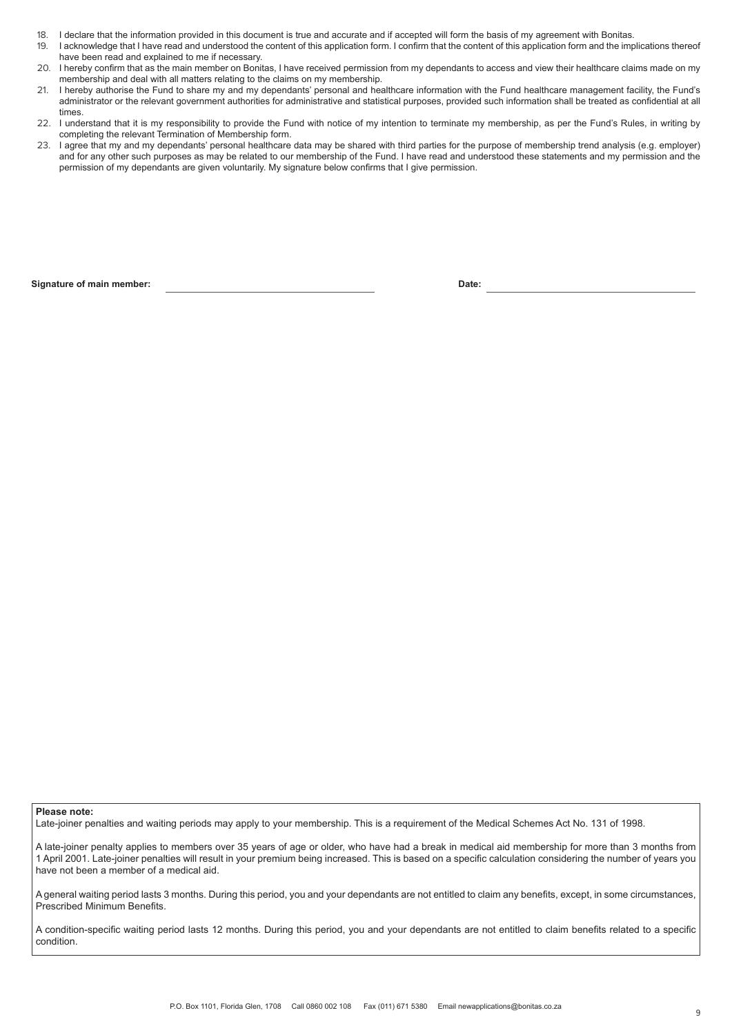18. I declare that the information provided in this document is true and accurate and if accepted will form the basis of my agreement with Bonitas.
19. I acknowledge that I have read and understood the content of this application form. I confirm that the content of this application form and the implications thereof have been read and explained to me if necessary.
20. I hereby confirm that as the main member on Bonitas, I have received permission from my dependants to access and view their healthcare claims made on my membership and deal with all matters relating to the claims on my membership.
21. I hereby authorise the Fund to share my and my dependants' personal and healthcare information with the Fund healthcare management facility, the Fund's administrator or the relevant government authorities for administrative and statistical purposes, provided such information shall be treated as confidential at all times.
22. I understand that it is my responsibility to provide the Fund with notice of my intention to terminate my membership, as per the Fund's Rules, in writing by completing the relevant Termination of Membership form.
23. I agree that my and my dependants' personal healthcare data may be shared with third parties for the purpose of membership trend analysis (e.g. employer) and for any other such purposes as may be related to our membership of the Fund. I have read and understood these statements and my permission and the permission of my dependants are given voluntarily. My signature below confirms that I give permission.

**Signature of main member:** ______________________________ **Date:** ______________________________

**Please note:**
Late-joiner penalties and waiting periods may apply to your membership. This is a requirement of the Medical Schemes Act No. 131 of 1998.

A late-joiner penalty applies to members over 35 years of age or older, who have had a break in medical aid membership for more than 3 months from 1 April 2001. Late-joiner penalties will result in your premium being increased. This is based on a specific calculation considering the number of years you have not been a member of a medical aid.

A general waiting period lasts 3 months. During this period, you and your dependants are not entitled to claim any benefits, except, in some circumstances, Prescribed Minimum Benefits.

A condition-specific waiting period lasts 12 months. During this period, you and your dependants are not entitled to claim benefits related to a specific condition.

P.O. Box 1101, Florida Glen, 1708 Call 0860 002 108 Fax (011) 671 5380 Email newapplications@bonitas.co.za